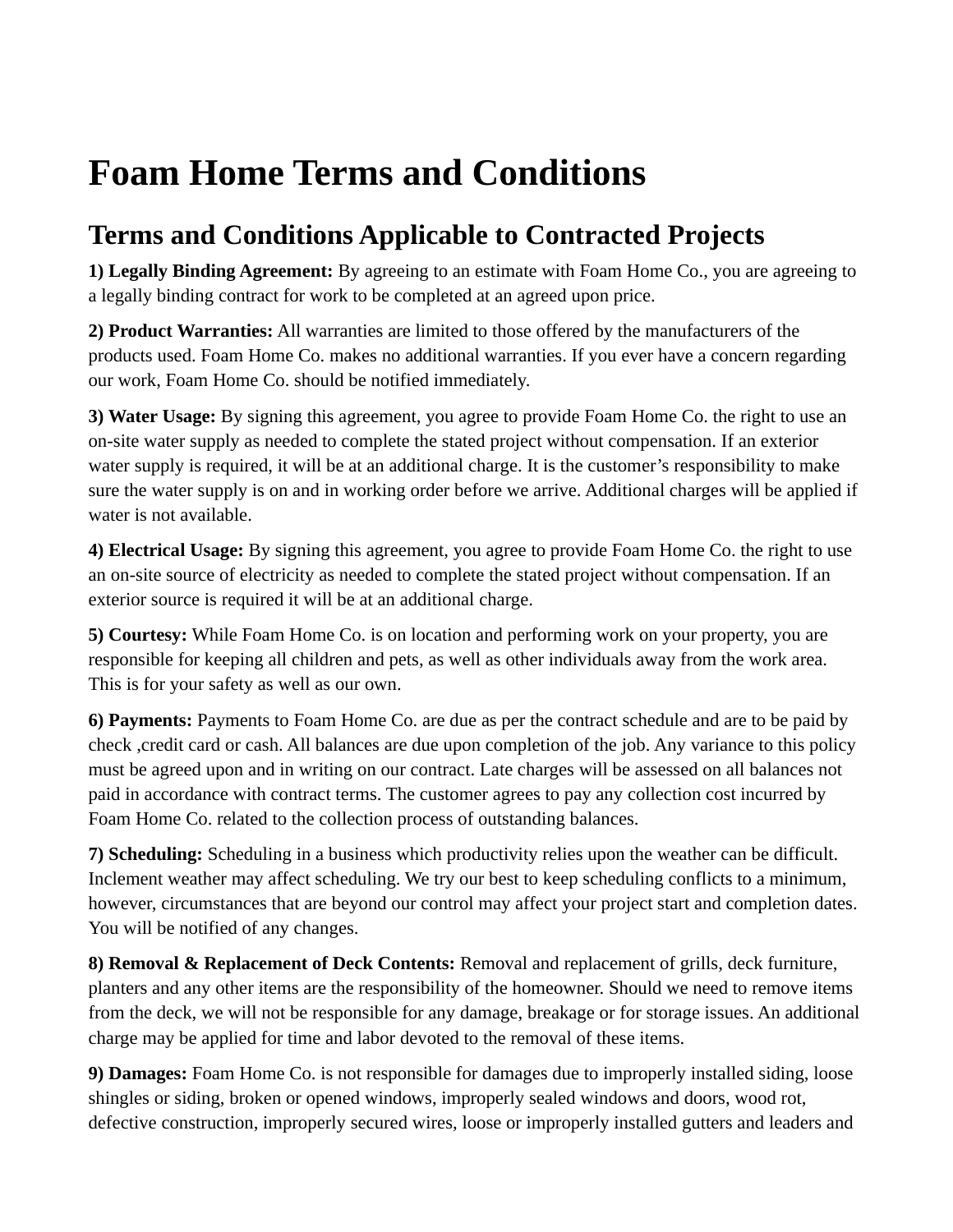# Foam Home Terms and Conditions

## Terms and Conditions Applicable to Contracted Projects

**1) Legally Binding Agreement:** By agreeing to an estimate with Foam Home Co., you are agreeing to a legally binding contract for work to be completed at an agreed upon price.

**2) Product Warranties:** All warranties are limited to those offered by the manufacturers of the products used. Foam Home Co. makes no additional warranties. If you ever have a concern regarding our work, Foam Home Co. should be notified immediately.

**3) Water Usage:** By signing this agreement, you agree to provide Foam Home Co. the right to use an on-site water supply as needed to complete the stated project without compensation. If an exterior water supply is required, it will be at an additional charge. It is the customer's responsibility to make sure the water supply is on and in working order before we arrive. Additional charges will be applied if water is not available.

**4) Electrical Usage:** By signing this agreement, you agree to provide Foam Home Co. the right to use an on-site source of electricity as needed to complete the stated project without compensation. If an exterior source is required it will be at an additional charge.

**5) Courtesy:** While Foam Home Co. is on location and performing work on your property, you are responsible for keeping all children and pets, as well as other individuals away from the work area. This is for your safety as well as our own.

**6) Payments:** Payments to Foam Home Co. are due as per the contract schedule and are to be paid by check ,credit card or cash. All balances are due upon completion of the job. Any variance to this policy must be agreed upon and in writing on our contract. Late charges will be assessed on all balances not paid in accordance with contract terms. The customer agrees to pay any collection cost incurred by Foam Home Co. related to the collection process of outstanding balances.

**7) Scheduling:** Scheduling in a business which productivity relies upon the weather can be difficult. Inclement weather may affect scheduling. We try our best to keep scheduling conflicts to a minimum, however, circumstances that are beyond our control may affect your project start and completion dates. You will be notified of any changes.

**8) Removal & Replacement of Deck Contents:** Removal and replacement of grills, deck furniture, planters and any other items are the responsibility of the homeowner. Should we need to remove items from the deck, we will not be responsible for any damage, breakage or for storage issues. An additional charge may be applied for time and labor devoted to the removal of these items.

**9) Damages:** Foam Home Co. is not responsible for damages due to improperly installed siding, loose shingles or siding, broken or opened windows, improperly sealed windows and doors, wood rot, defective construction, improperly secured wires, loose or improperly installed gutters and leaders and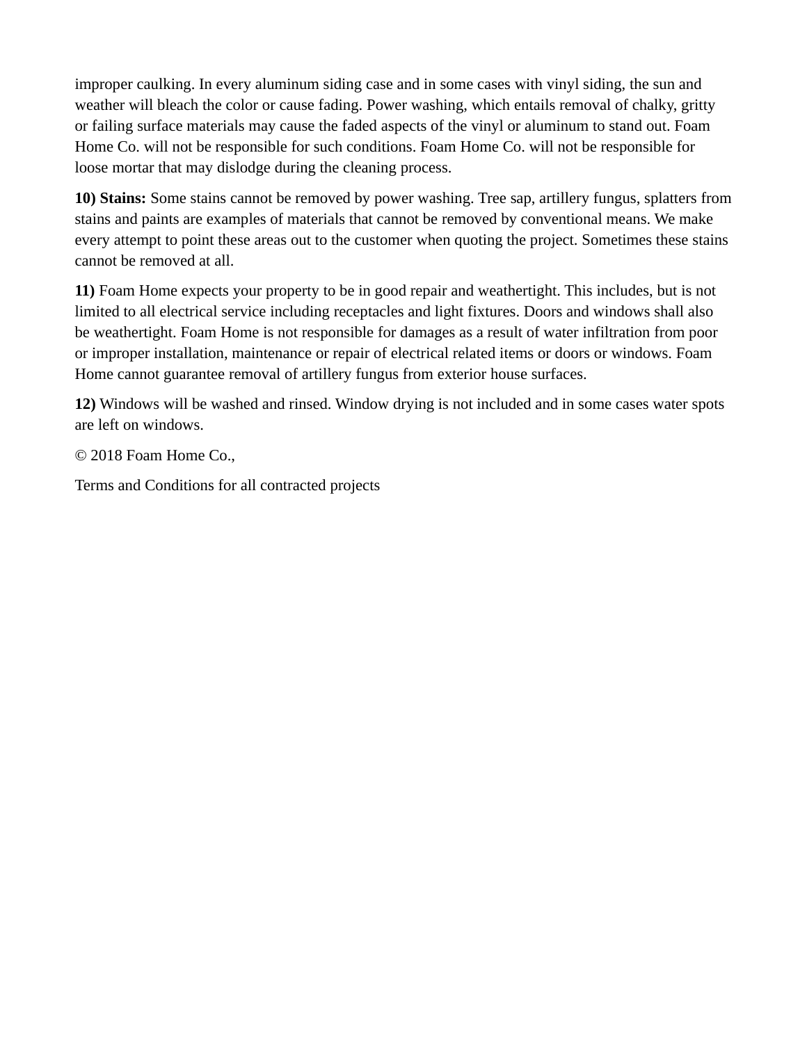improper caulking. In every aluminum siding case and in some cases with vinyl siding, the sun and weather will bleach the color or cause fading. Power washing, which entails removal of chalky, gritty or failing surface materials may cause the faded aspects of the vinyl or aluminum to stand out. Foam Home Co. will not be responsible for such conditions. Foam Home Co. will not be responsible for loose mortar that may dislodge during the cleaning process.

**10) Stains:** Some stains cannot be removed by power washing. Tree sap, artillery fungus, splatters from stains and paints are examples of materials that cannot be removed by conventional means. We make every attempt to point these areas out to the customer when quoting the project. Sometimes these stains cannot be removed at all.

**11)** Foam Home expects your property to be in good repair and weathertight. This includes, but is not limited to all electrical service including receptacles and light fixtures. Doors and windows shall also be weathertight. Foam Home is not responsible for damages as a result of water infiltration from poor or improper installation, maintenance or repair of electrical related items or doors or windows. Foam Home cannot guarantee removal of artillery fungus from exterior house surfaces.

**12)** Windows will be washed and rinsed. Window drying is not included and in some cases water spots are left on windows.

© 2018 Foam Home Co.,

Terms and Conditions for all contracted projects